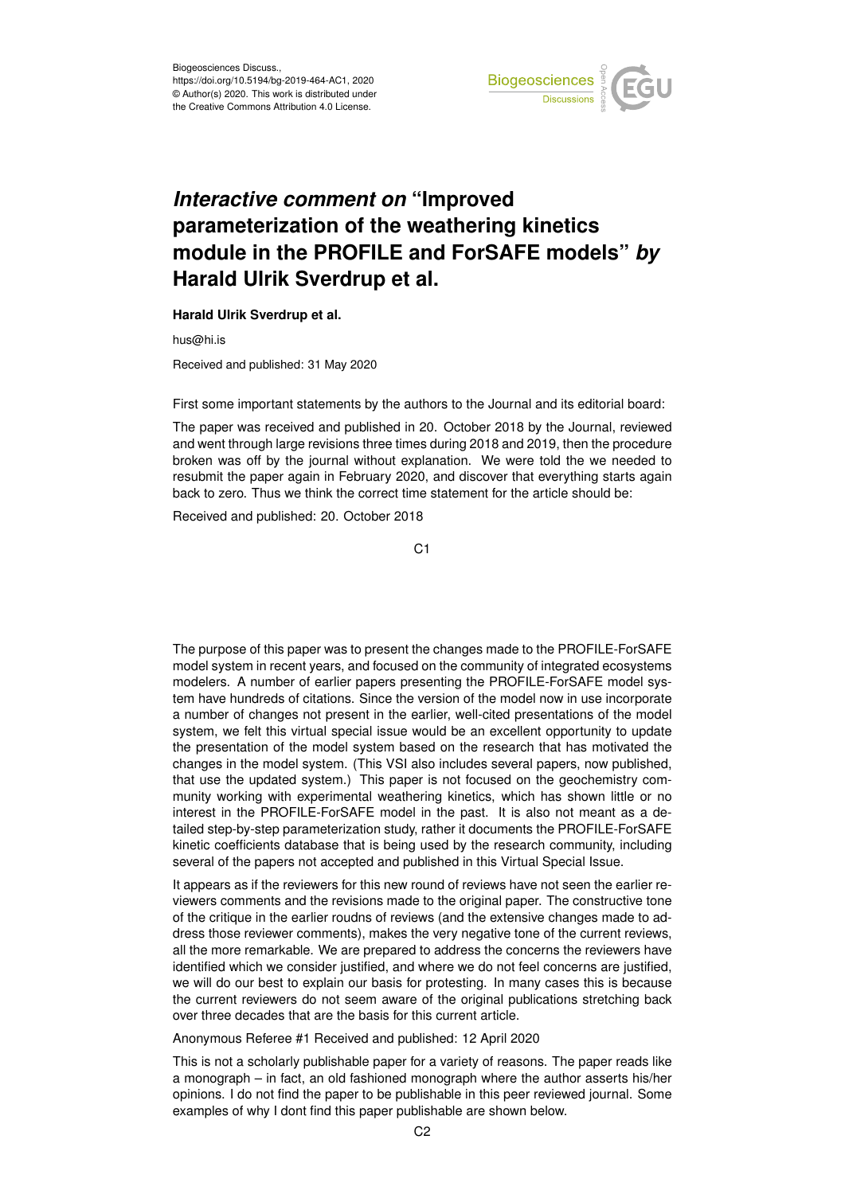Biogeosciences Discuss.,
https://doi.org/10.5194/bg-2019-464-AC1, 2020
© Author(s) 2020. This work is distributed under
the Creative Commons Attribution 4.0 License.

# *Interactive comment on* "Improved parameterization of the weathering kinetics module in the PROFILE and ForSAFE models" *by* Harald Ulrik Sverdrup et al.

**Harald Ulrik Sverdrup et al.**

hus@hi.is

Received and published: 31 May 2020

First some important statements by the authors to the Journal and its editorial board:

The paper was received and published in 20. October 2018 by the Journal, reviewed and went through large revisions three times during 2018 and 2019, then the procedure broken was off by the journal without explanation. We were told the we needed to resubmit the paper again in February 2020, and discover that everything starts again back to zero. Thus we think the correct time statement for the article should be:

Received and published: 20. October 2018

The purpose of this paper was to present the changes made to the PROFILE-ForSAFE model system in recent years, and focused on the community of integrated ecosystems modelers. A number of earlier papers presenting the PROFILE-ForSAFE model system have hundreds of citations. Since the version of the model now in use incorporate a number of changes not present in the earlier, well-cited presentations of the model system, we felt this virtual special issue would be an excellent opportunity to update the presentation of the model system based on the research that has motivated the changes in the model system. (This VSI also includes several papers, now published, that use the updated system.) This paper is not focused on the geochemistry community working with experimental weathering kinetics, which has shown little or no interest in the PROFILE-ForSAFE model in the past. It is also not meant as a detailed step-by-step parameterization study, rather it documents the PROFILE-ForSAFE kinetic coefficients database that is being used by the research community, including several of the papers not accepted and published in this Virtual Special Issue.

It appears as if the reviewers for this new round of reviews have not seen the earlier reviewers comments and the revisions made to the original paper. The constructive tone of the critique in the earlier roudns of reviews (and the extensive changes made to address those reviewer comments), makes the very negative tone of the current reviews, all the more remarkable. We are prepared to address the concerns the reviewers have identified which we consider justified, and where we do not feel concerns are justified, we will do our best to explain our basis for protesting. In many cases this is because the current reviewers do not seem aware of the original publications stretching back over three decades that are the basis for this current article.

Anonymous Referee #1 Received and published: 12 April 2020

This is not a scholarly publishable paper for a variety of reasons. The paper reads like a monograph – in fact, an old fashioned monograph where the author asserts his/her opinions. I do not find the paper to be publishable in this peer reviewed journal. Some examples of why I dont find this paper publishable are shown below.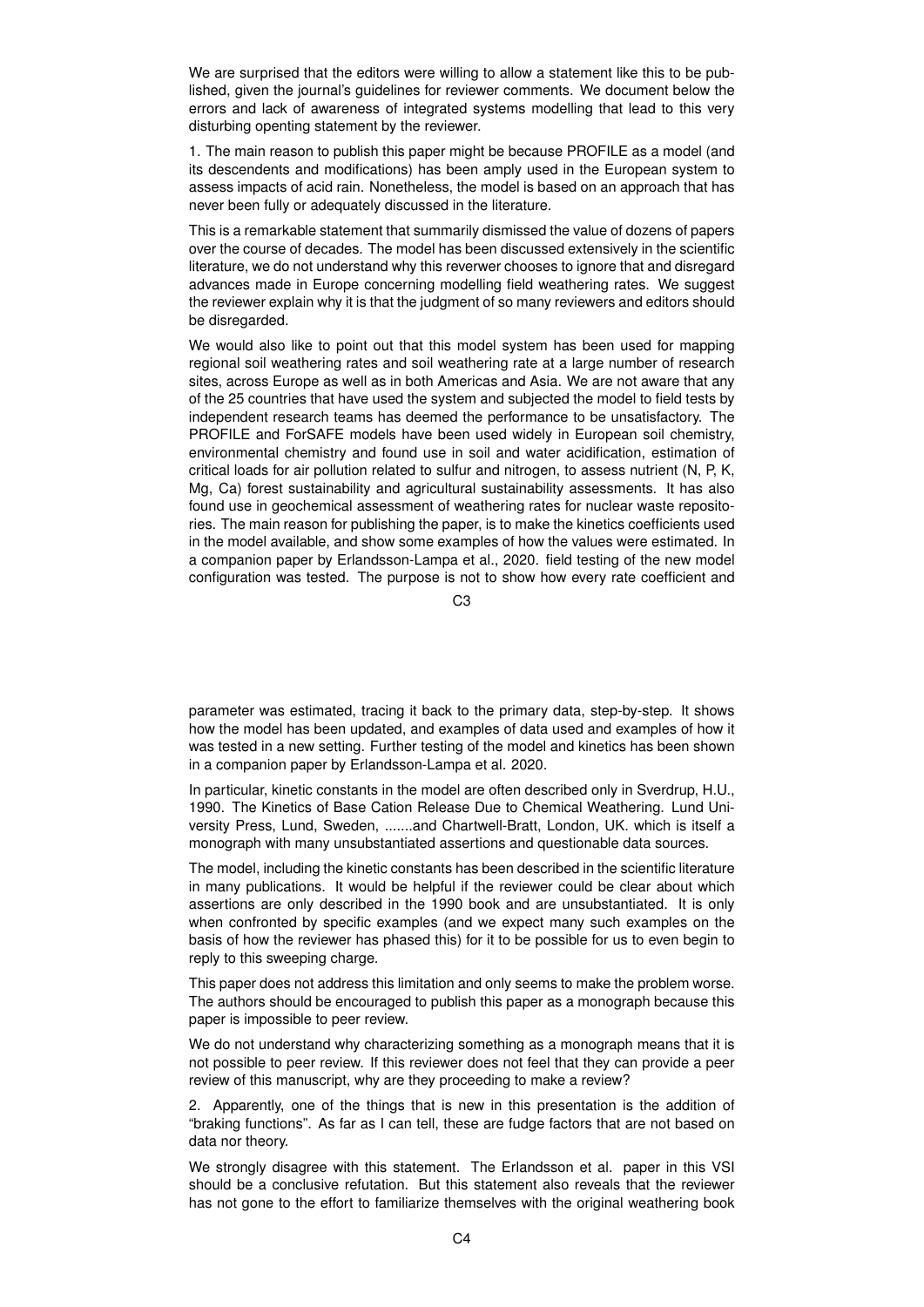We are surprised that the editors were willing to allow a statement like this to be published, given the journal's guidelines for reviewer comments. We document below the errors and lack of awareness of integrated systems modelling that lead to this very disturbing openting statement by the reviewer.

1. The main reason to publish this paper might be because PROFILE as a model (and its descendents and modifications) has been amply used in the European system to assess impacts of acid rain. Nonetheless, the model is based on an approach that has never been fully or adequately discussed in the literature.

This is a remarkable statement that summarily dismissed the value of dozens of papers over the course of decades. The model has been discussed extensively in the scientific literature, we do not understand why this reverwer chooses to ignore that and disregard advances made in Europe concerning modelling field weathering rates. We suggest the reviewer explain why it is that the judgment of so many reviewers and editors should be disregarded.

We would also like to point out that this model system has been used for mapping regional soil weathering rates and soil weathering rate at a large number of research sites, across Europe as well as in both Americas and Asia. We are not aware that any of the 25 countries that have used the system and subjected the model to field tests by independent research teams has deemed the performance to be unsatisfactory. The PROFILE and ForSAFE models have been used widely in European soil chemistry, environmental chemistry and found use in soil and water acidification, estimation of critical loads for air pollution related to sulfur and nitrogen, to assess nutrient (N, P, K, Mg, Ca) forest sustainability and agricultural sustainability assessments. It has also found use in geochemical assessment of weathering rates for nuclear waste repositories. The main reason for publishing the paper, is to make the kinetics coefficients used in the model available, and show some examples of how the values were estimated. In a companion paper by Erlandsson-Lampa et al., 2020. field testing of the new model configuration was tested. The purpose is not to show how every rate coefficient and parameter was estimated, tracing it back to the primary data, step-by-step. It shows how the model has been updated, and examples of data used and examples of how it was tested in a new setting. Further testing of the model and kinetics has been shown in a companion paper by Erlandsson-Lampa et al. 2020.

In particular, kinetic constants in the model are often described only in Sverdrup, H.U., 1990. The Kinetics of Base Cation Release Due to Chemical Weathering. Lund University Press, Lund, Sweden, .......and Chartwell-Bratt, London, UK. which is itself a monograph with many unsubstantiated assertions and questionable data sources.

The model, including the kinetic constants has been described in the scientific literature in many publications. It would be helpful if the reviewer could be clear about which assertions are only described in the 1990 book and are unsubstantiated. It is only when confronted by specific examples (and we expect many such examples on the basis of how the reviewer has phased this) for it to be possible for us to even begin to reply to this sweeping charge.

This paper does not address this limitation and only seems to make the problem worse. The authors should be encouraged to publish this paper as a monograph because this paper is impossible to peer review.

We do not understand why characterizing something as a monograph means that it is not possible to peer review. If this reviewer does not feel that they can provide a peer review of this manuscript, why are they proceeding to make a review?

2. Apparently, one of the things that is new in this presentation is the addition of "braking functions". As far as I can tell, these are fudge factors that are not based on data nor theory.

We strongly disagree with this statement. The Erlandsson et al. paper in this VSI should be a conclusive refutation. But this statement also reveals that the reviewer has not gone to the effort to familiarize themselves with the original weathering book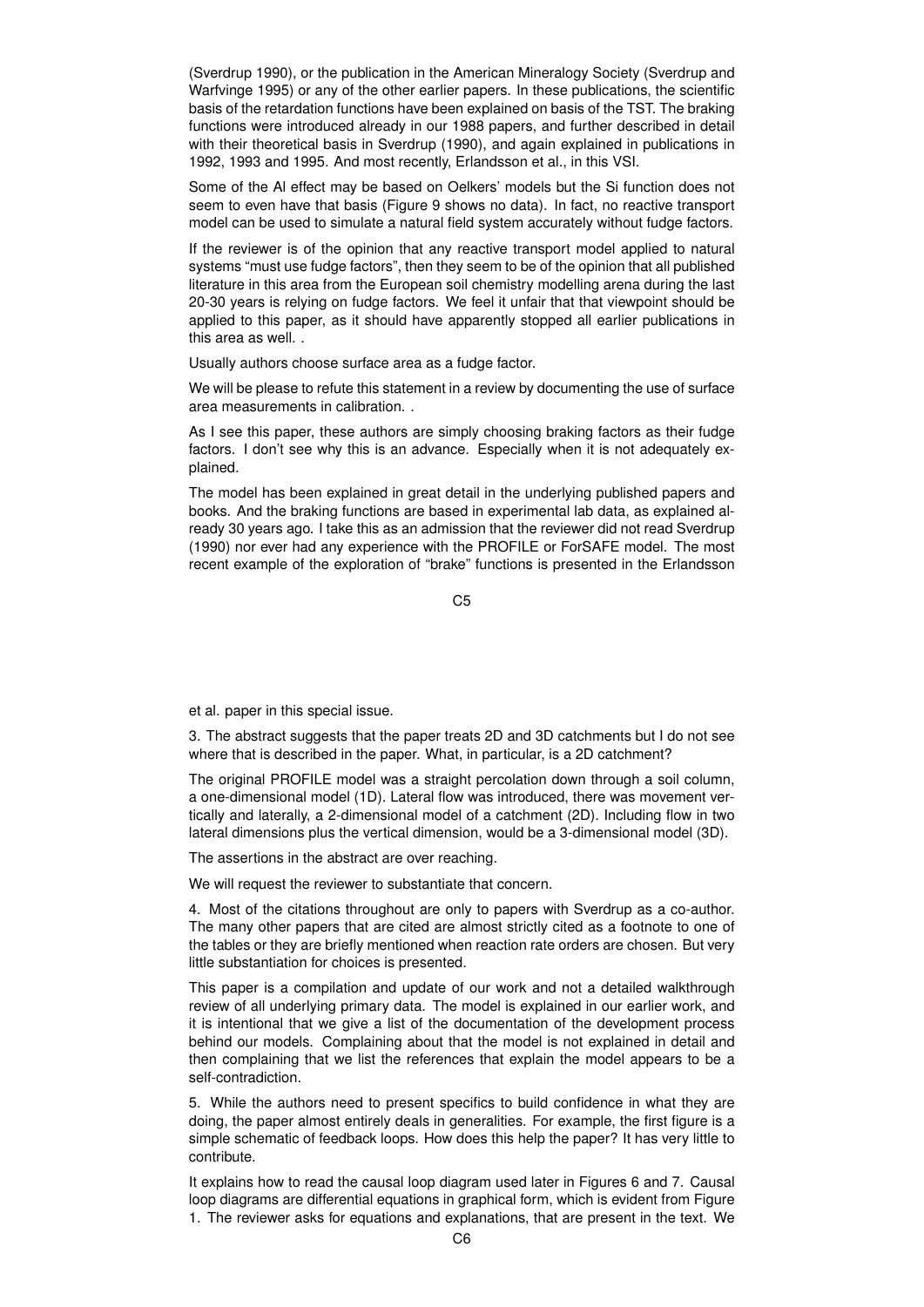(Sverdrup 1990), or the publication in the American Mineralogy Society (Sverdrup and Warfvinge 1995) or any of the other earlier papers. In these publications, the scientific basis of the retardation functions have been explained on basis of the TST. The braking functions were introduced already in our 1988 papers, and further described in detail with their theoretical basis in Sverdrup (1990), and again explained in publications in 1992, 1993 and 1995. And most recently, Erlandsson et al., in this VSI.

Some of the Al effect may be based on Oelkers' models but the Si function does not seem to even have that basis (Figure 9 shows no data). In fact, no reactive transport model can be used to simulate a natural field system accurately without fudge factors.

If the reviewer is of the opinion that any reactive transport model applied to natural systems "must use fudge factors", then they seem to be of the opinion that all published literature in this area from the European soil chemistry modelling arena during the last 20-30 years is relying on fudge factors. We feel it unfair that that viewpoint should be applied to this paper, as it should have apparently stopped all earlier publications in this area as well. .

Usually authors choose surface area as a fudge factor.

We will be please to refute this statement in a review by documenting the use of surface area measurements in calibration. .

As I see this paper, these authors are simply choosing braking factors as their fudge factors. I don't see why this is an advance. Especially when it is not adequately explained.

The model has been explained in great detail in the underlying published papers and books. And the braking functions are based in experimental lab data, as explained already 30 years ago. I take this as an admission that the reviewer did not read Sverdrup (1990) nor ever had any experience with the PROFILE or ForSAFE model. The most recent example of the exploration of "brake" functions is presented in the Erlandsson et al. paper in this special issue.

3. The abstract suggests that the paper treats 2D and 3D catchments but I do not see where that is described in the paper. What, in particular, is a 2D catchment?

The original PROFILE model was a straight percolation down through a soil column, a one-dimensional model (1D). Lateral flow was introduced, there was movement vertically and laterally, a 2-dimensional model of a catchment (2D). Including flow in two lateral dimensions plus the vertical dimension, would be a 3-dimensional model (3D).

The assertions in the abstract are over reaching.

We will request the reviewer to substantiate that concern.

4. Most of the citations throughout are only to papers with Sverdrup as a co-author. The many other papers that are cited are almost strictly cited as a footnote to one of the tables or they are briefly mentioned when reaction rate orders are chosen. But very little substantiation for choices is presented.

This paper is a compilation and update of our work and not a detailed walkthrough review of all underlying primary data. The model is explained in our earlier work, and it is intentional that we give a list of the documentation of the development process behind our models. Complaining about that the model is not explained in detail and then complaining that we list the references that explain the model appears to be a self-contradiction.

5. While the authors need to present specifics to build confidence in what they are doing, the paper almost entirely deals in generalities. For example, the first figure is a simple schematic of feedback loops. How does this help the paper? It has very little to contribute.

It explains how to read the causal loop diagram used later in Figures 6 and 7. Causal loop diagrams are differential equations in graphical form, which is evident from Figure 1. The reviewer asks for equations and explanations, that are present in the text. We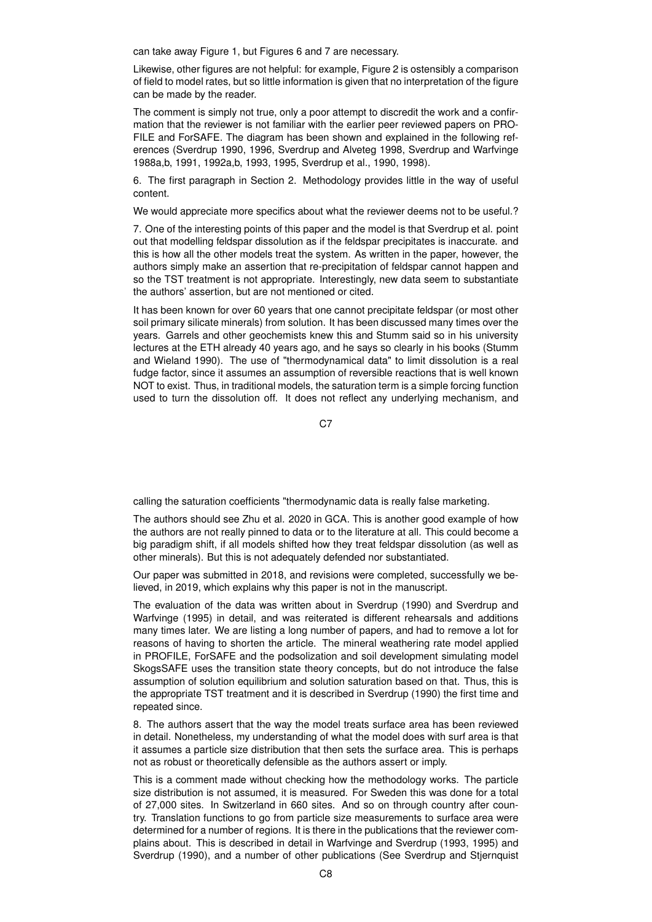can take away Figure 1, but Figures 6 and 7 are necessary.

Likewise, other figures are not helpful: for example, Figure 2 is ostensibly a comparison of field to model rates, but so little information is given that no interpretation of the figure can be made by the reader.

The comment is simply not true, only a poor attempt to discredit the work and a confirmation that the reviewer is not familiar with the earlier peer reviewed papers on PROFILE and ForSAFE. The diagram has been shown and explained in the following references (Sverdrup 1990, 1996, Sverdrup and Alveteg 1998, Sverdrup and Warfvinge 1988a,b, 1991, 1992a,b, 1993, 1995, Sverdrup et al., 1990, 1998).

6. The first paragraph in Section 2. Methodology provides little in the way of useful content.

We would appreciate more specifics about what the reviewer deems not to be useful.?

7. One of the interesting points of this paper and the model is that Sverdrup et al. point out that modelling feldspar dissolution as if the feldspar precipitates is inaccurate. and this is how all the other models treat the system. As written in the paper, however, the authors simply make an assertion that re-precipitation of feldspar cannot happen and so the TST treatment is not appropriate. Interestingly, new data seem to substantiate the authors' assertion, but are not mentioned or cited.

It has been known for over 60 years that one cannot precipitate feldspar (or most other soil primary silicate minerals) from solution. It has been discussed many times over the years. Garrels and other geochemists knew this and Stumm said so in his university lectures at the ETH already 40 years ago, and he says so clearly in his books (Stumm and Wieland 1990). The use of "thermodynamical data" to limit dissolution is a real fudge factor, since it assumes an assumption of reversible reactions that is well known NOT to exist. Thus, in traditional models, the saturation term is a simple forcing function used to turn the dissolution off. It does not reflect any underlying mechanism, and calling the saturation coefficients "thermodynamic data is really false marketing.

The authors should see Zhu et al. 2020 in GCA. This is another good example of how the authors are not really pinned to data or to the literature at all. This could become a big paradigm shift, if all models shifted how they treat feldspar dissolution (as well as other minerals). But this is not adequately defended nor substantiated.

Our paper was submitted in 2018, and revisions were completed, successfully we believed, in 2019, which explains why this paper is not in the manuscript.

The evaluation of the data was written about in Sverdrup (1990) and Sverdrup and Warfvinge (1995) in detail, and was reiterated is different rehearsals and additions many times later. We are listing a long number of papers, and had to remove a lot for reasons of having to shorten the article. The mineral weathering rate model applied in PROFILE, ForSAFE and the podsolization and soil development simulating model SkogsSAFE uses the transition state theory concepts, but do not introduce the false assumption of solution equilibrium and solution saturation based on that. Thus, this is the appropriate TST treatment and it is described in Sverdrup (1990) the first time and repeated since.

8. The authors assert that the way the model treats surface area has been reviewed in detail. Nonetheless, my understanding of what the model does with surf area is that it assumes a particle size distribution that then sets the surface area. This is perhaps not as robust or theoretically defensible as the authors assert or imply.

This is a comment made without checking how the methodology works. The particle size distribution is not assumed, it is measured. For Sweden this was done for a total of 27,000 sites. In Switzerland in 660 sites. And so on through country after country. Translation functions to go from particle size measurements to surface area were determined for a number of regions. It is there in the publications that the reviewer complains about. This is described in detail in Warfvinge and Sverdrup (1993, 1995) and Sverdrup (1990), and a number of other publications (See Sverdrup and Stjernquist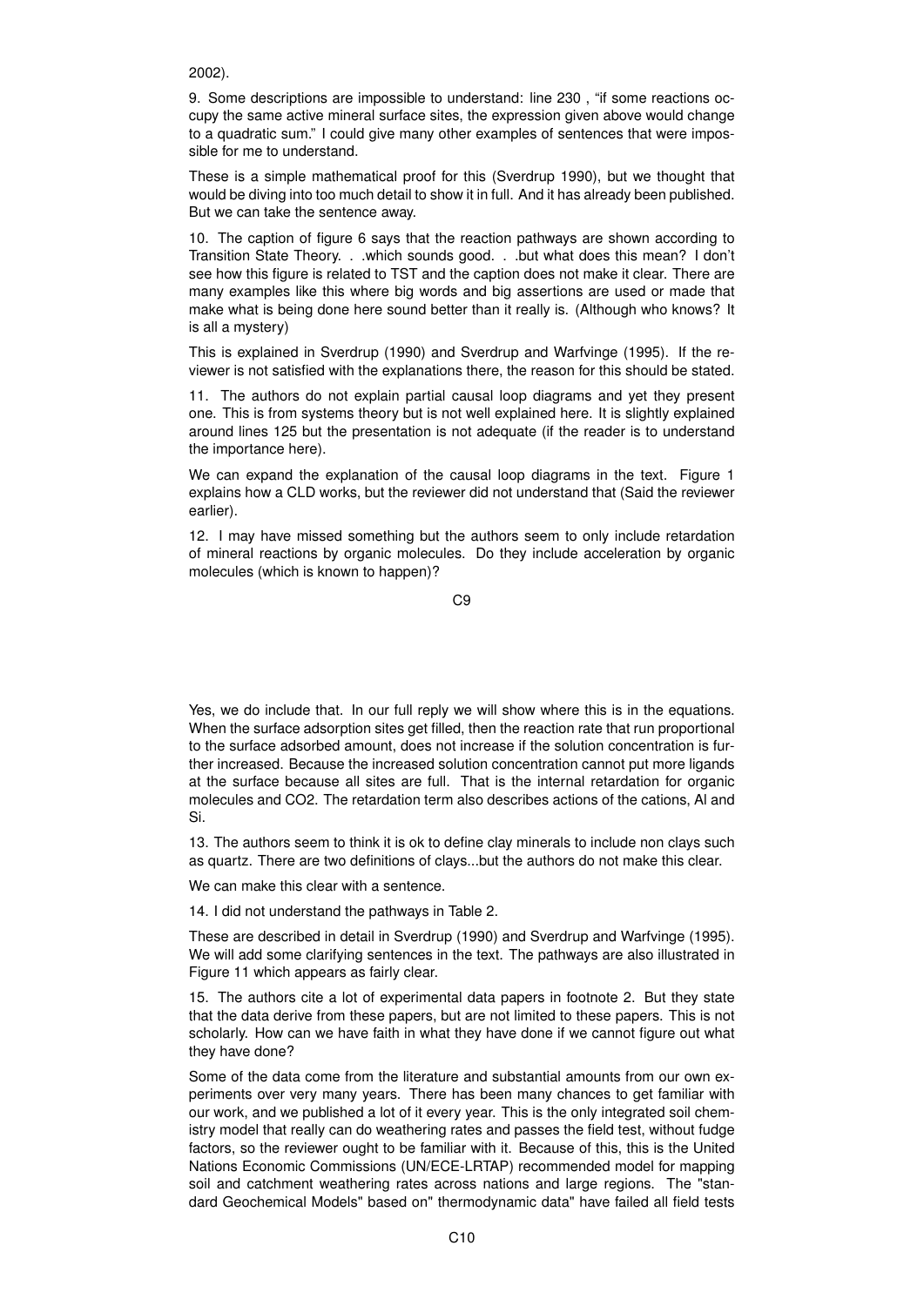2002).

9. Some descriptions are impossible to understand: line 230 , "if some reactions occupy the same active mineral surface sites, the expression given above would change to a quadratic sum." I could give many other examples of sentences that were impossible for me to understand.

These is a simple mathematical proof for this (Sverdrup 1990), but we thought that would be diving into too much detail to show it in full. And it has already been published. But we can take the sentence away.

10. The caption of figure 6 says that the reaction pathways are shown according to Transition State Theory. . .which sounds good. . .but what does this mean? I don't see how this figure is related to TST and the caption does not make it clear. There are many examples like this where big words and big assertions are used or made that make what is being done here sound better than it really is. (Although who knows? It is all a mystery)

This is explained in Sverdrup (1990) and Sverdrup and Warfvinge (1995). If the reviewer is not satisfied with the explanations there, the reason for this should be stated.

11. The authors do not explain partial causal loop diagrams and yet they present one. This is from systems theory but is not well explained here. It is slightly explained around lines 125 but the presentation is not adequate (if the reader is to understand the importance here).

We can expand the explanation of the causal loop diagrams in the text. Figure 1 explains how a CLD works, but the reviewer did not understand that (Said the reviewer earlier).

12. I may have missed something but the authors seem to only include retardation of mineral reactions by organic molecules. Do they include acceleration by organic molecules (which is known to happen)?

Yes, we do include that. In our full reply we will show where this is in the equations. When the surface adsorption sites get filled, then the reaction rate that run proportional to the surface adsorbed amount, does not increase if the solution concentration is further increased. Because the increased solution concentration cannot put more ligands at the surface because all sites are full. That is the internal retardation for organic molecules and $CO_2$. The retardation term also describes actions of the cations, Al and Si.

13. The authors seem to think it is ok to define clay minerals to include non clays such as quartz. There are two definitions of clays...but the authors do not make this clear.

We can make this clear with a sentence.

14. I did not understand the pathways in Table 2.

These are described in detail in Sverdrup (1990) and Sverdrup and Warfvinge (1995). We will add some clarifying sentences in the text. The pathways are also illustrated in Figure 11 which appears as fairly clear.

15. The authors cite a lot of experimental data papers in footnote 2. But they state that the data derive from these papers, but are not limited to these papers. This is not scholarly. How can we have faith in what they have done if we cannot figure out what they have done?

Some of the data come from the literature and substantial amounts from our own experiments over very many years. There has been many chances to get familiar with our work, and we published a lot of it every year. This is the only integrated soil chemistry model that really can do weathering rates and passes the field test, without fudge factors, so the reviewer ought to be familiar with it. Because of this, this is the United Nations Economic Commissions (UN/ECE-LRTAP) recommended model for mapping soil and catchment weathering rates across nations and large regions. The "standard Geochemical Models" based on" thermodynamic data" have failed all field tests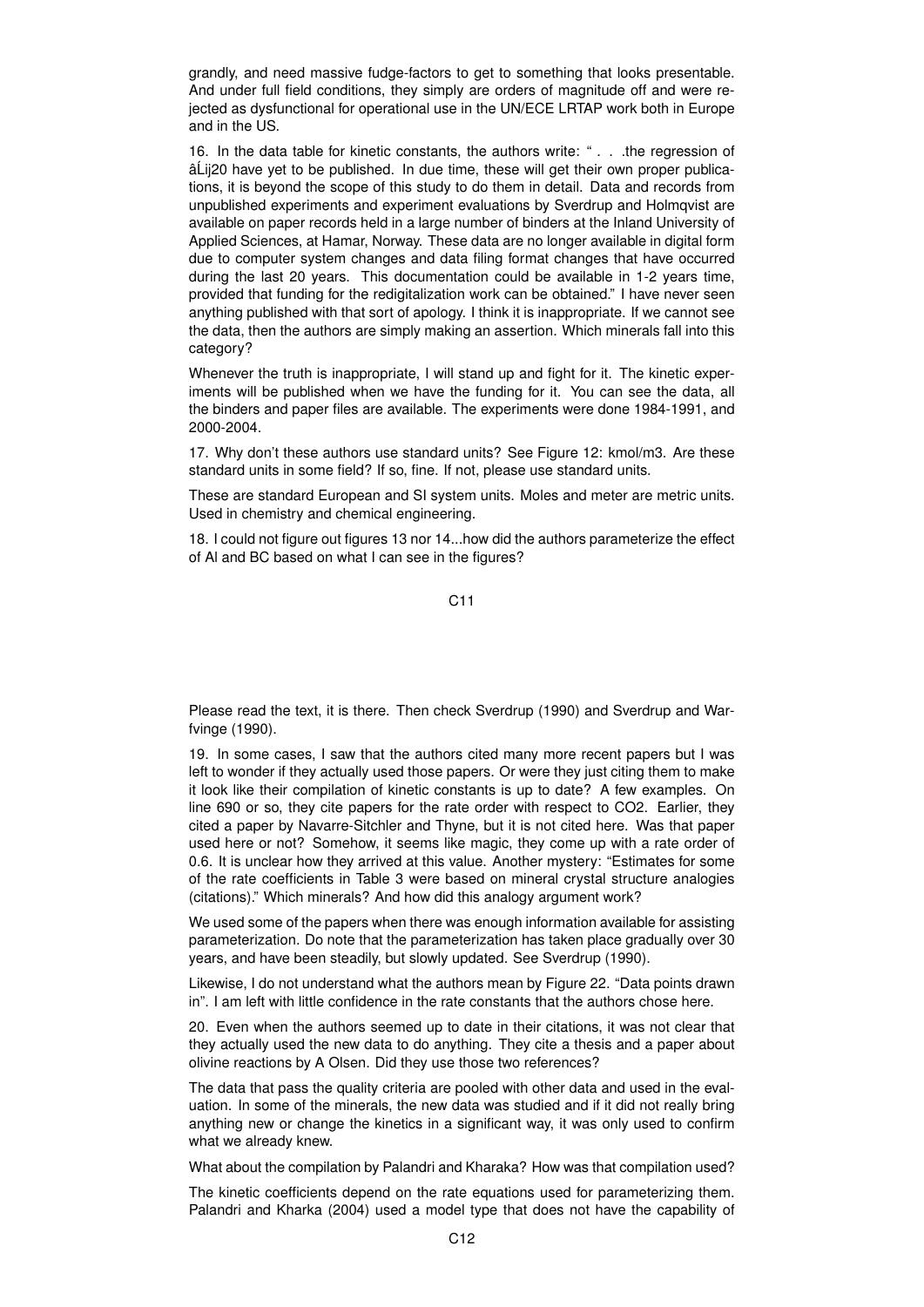grandly, and need massive fudge-factors to get to something that looks presentable. And under full field conditions, they simply are orders of magnitude off and were rejected as dysfunctional for operational use in the UN/ECE LRTAP work both in Europe and in the US.

16. In the data table for kinetic constants, the authors write: " . . .the regression of âĹij20 have yet to be published. In due time, these will get their own proper publications, it is beyond the scope of this study to do them in detail. Data and records from unpublished experiments and experiment evaluations by Sverdrup and Holmqvist are available on paper records held in a large number of binders at the Inland University of Applied Sciences, at Hamar, Norway. These data are no longer available in digital form due to computer system changes and data filing format changes that have occurred during the last 20 years. This documentation could be available in 1-2 years time, provided that funding for the redigitalization work can be obtained." I have never seen anything published with that sort of apology. I think it is inappropriate. If we cannot see the data, then the authors are simply making an assertion. Which minerals fall into this category?

Whenever the truth is inappropriate, I will stand up and fight for it. The kinetic experiments will be published when we have the funding for it. You can see the data, all the binders and paper files are available. The experiments were done 1984-1991, and 2000-2004.

17. Why don't these authors use standard units? See Figure 12: kmol/m3. Are these standard units in some field? If so, fine. If not, please use standard units.

These are standard European and SI system units. Moles and meter are metric units. Used in chemistry and chemical engineering.

18. I could not figure out figures 13 nor 14...how did the authors parameterize the effect of Al and BC based on what I can see in the figures?

Please read the text, it is there. Then check Sverdrup (1990) and Sverdrup and Warfvinge (1990).

19. In some cases, I saw that the authors cited many more recent papers but I was left to wonder if they actually used those papers. Or were they just citing them to make it look like their compilation of kinetic constants is up to date? A few examples. On line 690 or so, they cite papers for the rate order with respect to CO2. Earlier, they cited a paper by Navarre-Sitchler and Thyne, but it is not cited here. Was that paper used here or not? Somehow, it seems like magic, they come up with a rate order of 0.6. It is unclear how they arrived at this value. Another mystery: "Estimates for some of the rate coefficients in Table 3 were based on mineral crystal structure analogies (citations)." Which minerals? And how did this analogy argument work?

We used some of the papers when there was enough information available for assisting parameterization. Do note that the parameterization has taken place gradually over 30 years, and have been steadily, but slowly updated. See Sverdrup (1990).

Likewise, I do not understand what the authors mean by Figure 22. "Data points drawn in". I am left with little confidence in the rate constants that the authors chose here.

20. Even when the authors seemed up to date in their citations, it was not clear that they actually used the new data to do anything. They cite a thesis and a paper about olivine reactions by A Olsen. Did they use those two references?

The data that pass the quality criteria are pooled with other data and used in the evaluation. In some of the minerals, the new data was studied and if it did not really bring anything new or change the kinetics in a significant way, it was only used to confirm what we already knew.

What about the compilation by Palandri and Kharaka? How was that compilation used?

The kinetic coefficients depend on the rate equations used for parameterizing them. Palandri and Kharka (2004) used a model type that does not have the capability of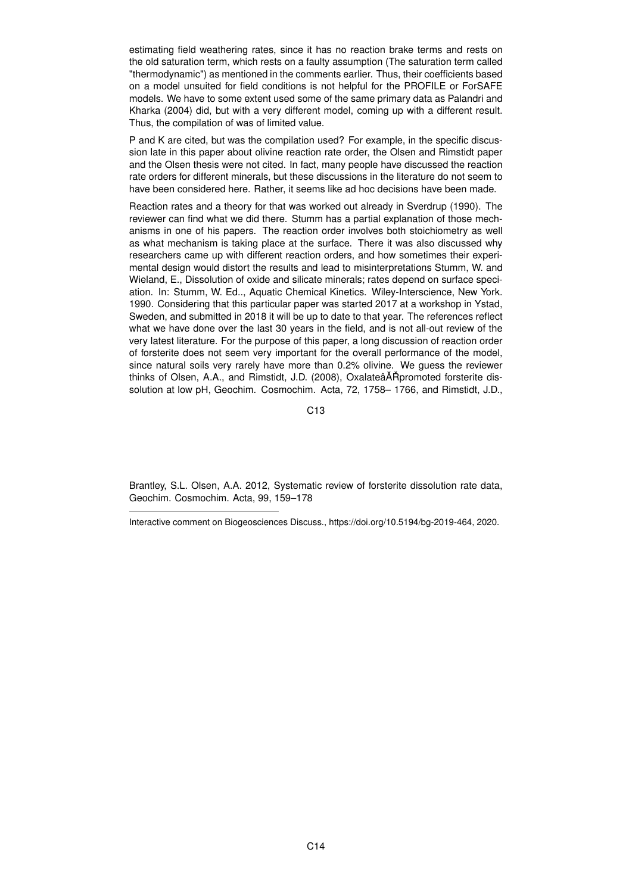estimating field weathering rates, since it has no reaction brake terms and rests on the old saturation term, which rests on a faulty assumption (The saturation term called "thermodynamic") as mentioned in the comments earlier. Thus, their coefficients based on a model unsuited for field conditions is not helpful for the PROFILE or ForSAFE models. We have to some extent used some of the same primary data as Palandri and Kharka (2004) did, but with a very different model, coming up with a different result. Thus, the compilation of was of limited value.

P and K are cited, but was the compilation used? For example, in the specific discussion late in this paper about olivine reaction rate order, the Olsen and Rimstidt paper and the Olsen thesis were not cited. In fact, many people have discussed the reaction rate orders for different minerals, but these discussions in the literature do not seem to have been considered here. Rather, it seems like ad hoc decisions have been made.

Reaction rates and a theory for that was worked out already in Sverdrup (1990). The reviewer can find what we did there. Stumm has a partial explanation of those mechanisms in one of his papers. The reaction order involves both stoichiometry as well as what mechanism is taking place at the surface. There it was also discussed why researchers came up with different reaction orders, and how sometimes their experimental design would distort the results and lead to misinterpretations Stumm, W. and Wieland, E., Dissolution of oxide and silicate minerals; rates depend on surface speciation. In: Stumm, W. Ed.., Aquatic Chemical Kinetics. Wiley-Interscience, New York. 1990. Considering that this particular paper was started 2017 at a workshop in Ystad, Sweden, and submitted in 2018 it will be up to date to that year. The references reflect what we have done over the last 30 years in the field, and is not all-out review of the very latest literature. For the purpose of this paper, a long discussion of reaction order of forsterite does not seem very important for the overall performance of the model, since natural soils very rarely have more than 0.2% olivine. We guess the reviewer thinks of Olsen, A.A., and Rimstidt, J.D. (2008), OxalateâĂŘpromoted forsterite dissolution at low pH, Geochim. Cosmochim. Acta, 72, 1758– 1766, and Rimstidt, J.D., Brantley, S.L. Olsen, A.A. 2012, Systematic review of forsterite dissolution rate data, Geochim. Cosmochim. Acta, 99, 159–178

---

Interactive comment on Biogeosciences Discuss., https://doi.org/10.5194/bg-2019-464, 2020.